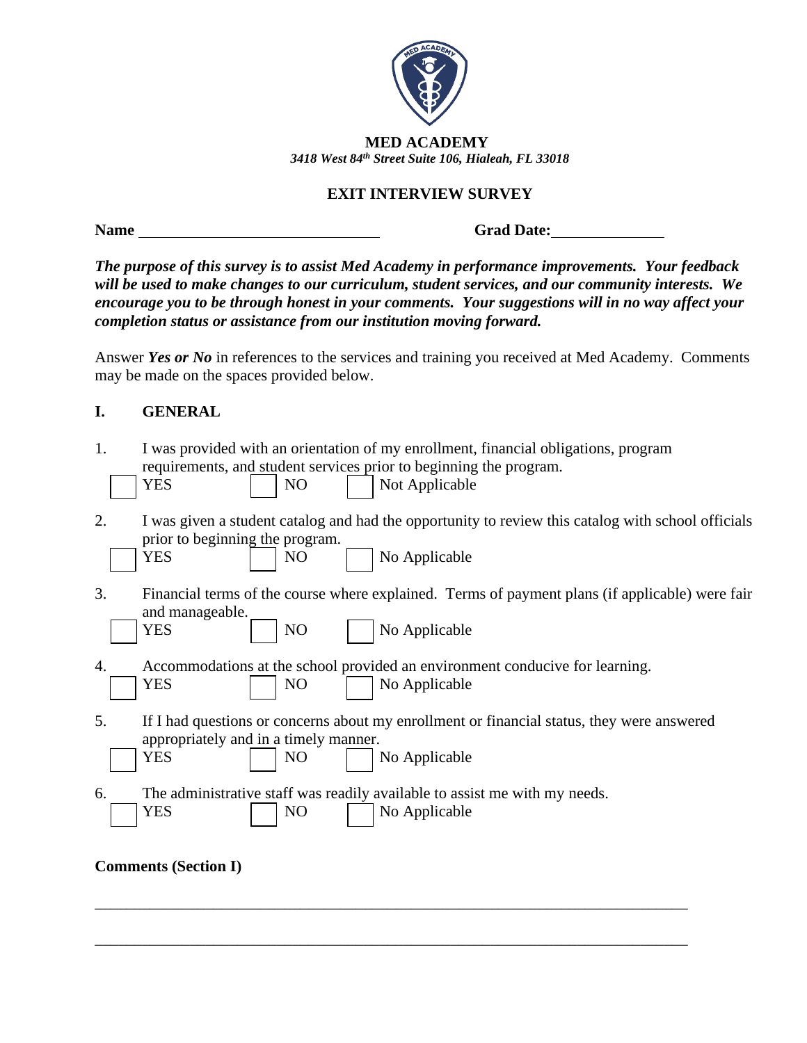**MED ACADEMY**
*3418 West 84th Street Suite 106, Hialeah, FL 33018*

# EXIT INTERVIEW SURVEY

**Name** ______________________________ **Grad Date:** ______________

***The purpose of this survey is to assist Med Academy in performance improvements. Your feedback will be used to make changes to our curriculum, student services, and our community interests. We encourage you to be through honest in your comments. Your suggestions will in no way affect your completion status or assistance from our institution moving forward.***

Answer ***Yes or No*** in references to the services and training you received at Med Academy. Comments may be made on the spaces provided below.

## I. GENERAL

1. I was provided with an orientation of my enrollment, financial obligations, program requirements, and student services prior to beginning the program.
   ☐ YES ☐ NO ☐ Not Applicable

2. I was given a student catalog and had the opportunity to review this catalog with school officials prior to beginning the program.
   ☐ YES ☐ NO ☐ No Applicable

3. Financial terms of the course where explained. Terms of payment plans (if applicable) were fair and manageable.
   ☐ YES ☐ NO ☐ No Applicable

4. Accommodations at the school provided an environment conducive for learning.
   ☐ YES ☐ NO ☐ No Applicable

5. If I had questions or concerns about my enrollment or financial status, they were answered appropriately and in a timely manner.
   ☐ YES ☐ NO ☐ No Applicable

6. The administrative staff was readily available to assist me with my needs.
   ☐ YES ☐ NO ☐ No Applicable

**Comments (Section I)**

_____________________________________________________________________________

_____________________________________________________________________________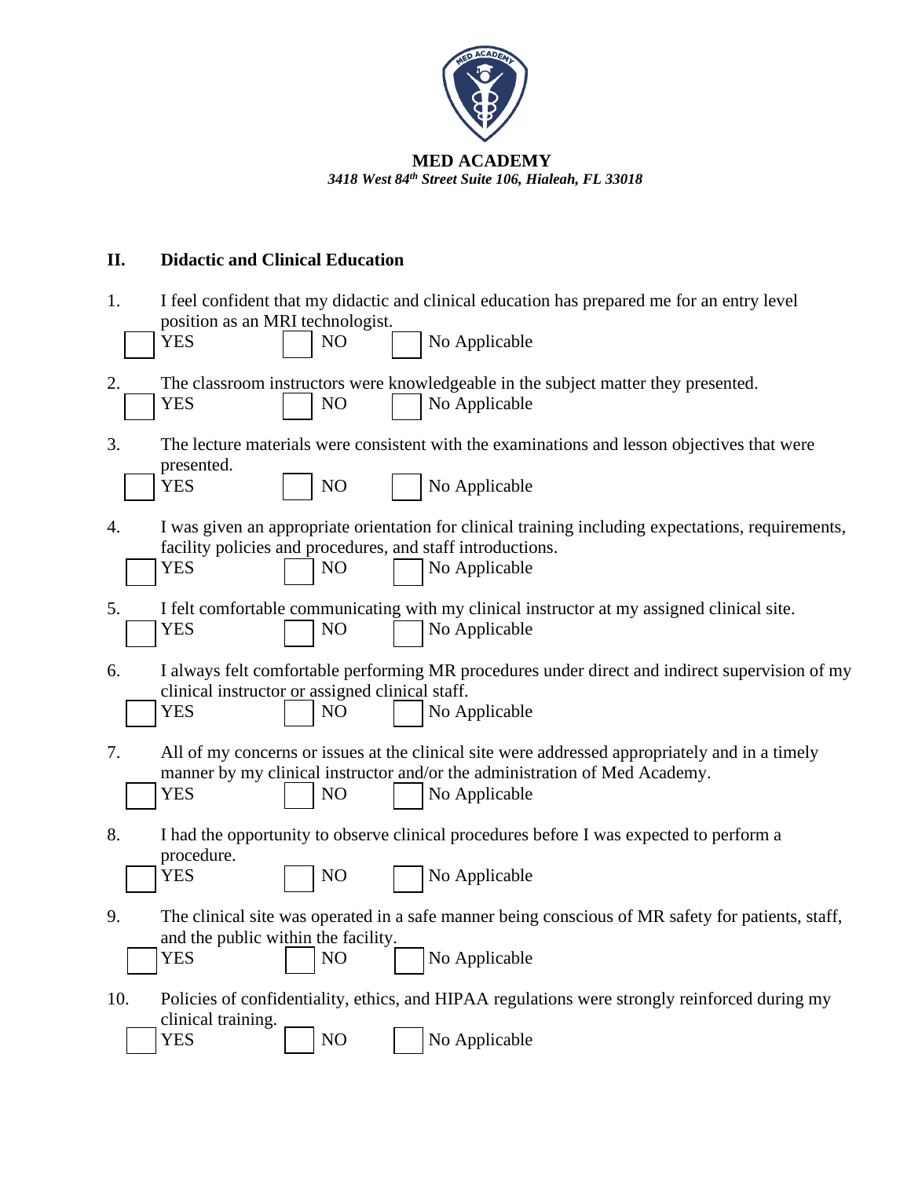**MED ACADEMY**
*3418 West 84th Street Suite 106, Hialeah, FL 33018*

## II. Didactic and Clinical Education

1. I feel confident that my didactic and clinical education has prepared me for an entry level position as an MRI technologist.
   ☐ YES ☐ NO ☐ No Applicable

2. The classroom instructors were knowledgeable in the subject matter they presented.
   ☐ YES ☐ NO ☐ No Applicable

3. The lecture materials were consistent with the examinations and lesson objectives that were presented.
   ☐ YES ☐ NO ☐ No Applicable

4. I was given an appropriate orientation for clinical training including expectations, requirements, facility policies and procedures, and staff introductions.
   ☐ YES ☐ NO ☐ No Applicable

5. I felt comfortable communicating with my clinical instructor at my assigned clinical site.
   ☐ YES ☐ NO ☐ No Applicable

6. I always felt comfortable performing MR procedures under direct and indirect supervision of my clinical instructor or assigned clinical staff.
   ☐ YES ☐ NO ☐ No Applicable

7. All of my concerns or issues at the clinical site were addressed appropriately and in a timely manner by my clinical instructor and/or the administration of Med Academy.
   ☐ YES ☐ NO ☐ No Applicable

8. I had the opportunity to observe clinical procedures before I was expected to perform a procedure.
   ☐ YES ☐ NO ☐ No Applicable

9. The clinical site was operated in a safe manner being conscious of MR safety for patients, staff, and the public within the facility.
   ☐ YES ☐ NO ☐ No Applicable

10. Policies of confidentiality, ethics, and HIPAA regulations were strongly reinforced during my clinical training.
    ☐ YES ☐ NO ☐ No Applicable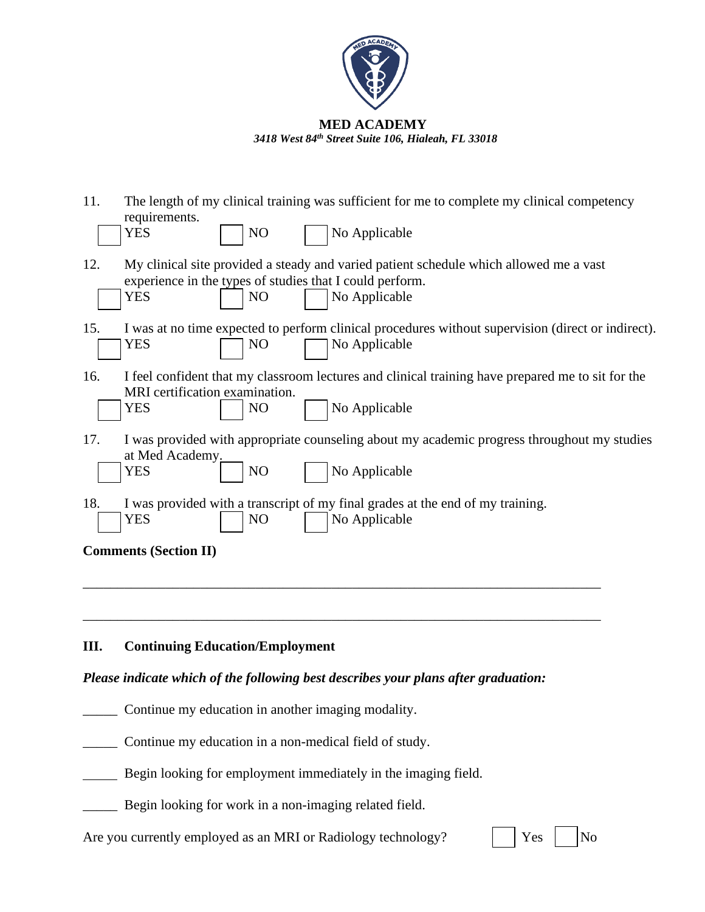**MED ACADEMY**
*3418 West 84th Street Suite 106, Hialeah, FL 33018*

11. The length of my clinical training was sufficient for me to complete my clinical competency requirements.

☐ YES ☐ NO ☐ No Applicable

12. My clinical site provided a steady and varied patient schedule which allowed me a vast experience in the types of studies that I could perform.

☐ YES ☐ NO ☐ No Applicable

15. I was at no time expected to perform clinical procedures without supervision (direct or indirect).

☐ YES ☐ NO ☐ No Applicable

16. I feel confident that my classroom lectures and clinical training have prepared me to sit for the MRI certification examination.

☐ YES ☐ NO ☐ No Applicable

17. I was provided with appropriate counseling about my academic progress throughout my studies at Med Academy.

☐ YES ☐ NO ☐ No Applicable

18. I was provided with a transcript of my final grades at the end of my training.

☐ YES ☐ NO ☐ No Applicable

**Comments (Section II)**

_____________________________________________________________________________

_____________________________________________________________________________

## III. Continuing Education/Employment

***Please indicate which of the following best describes your plans after graduation:***

_____ Continue my education in another imaging modality.

_____ Continue my education in a non-medical field of study.

_____ Begin looking for employment immediately in the imaging field.

_____ Begin looking for work in a non-imaging related field.

Are you currently employed as an MRI or Radiology technology? ☐ Yes ☐ No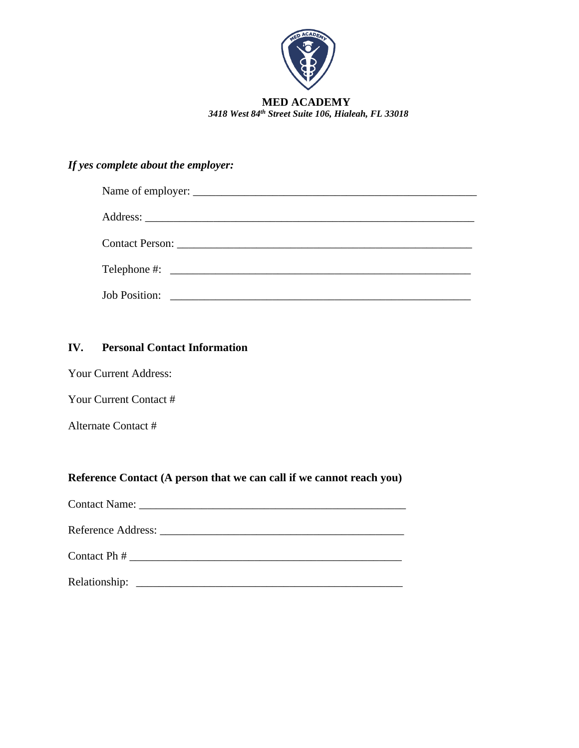**MED ACADEMY**

***3418 West 84th Street Suite 106, Hialeah, FL 33018***

***If yes complete about the employer:***

Name of employer: ___________________________________________________

Address: ___________________________________________________________

Contact Person: _____________________________________________________

Telephone #: ______________________________________________________

Job Position: ______________________________________________________

## IV. Personal Contact Information

Your Current Address:

Your Current Contact #

Alternate Contact #

**Reference Contact (A person that we can call if we cannot reach you)**

Contact Name: _____________________________________________

Reference Address: _________________________________________

Contact Ph # _______________________________________________

Relationship: _______________________________________________